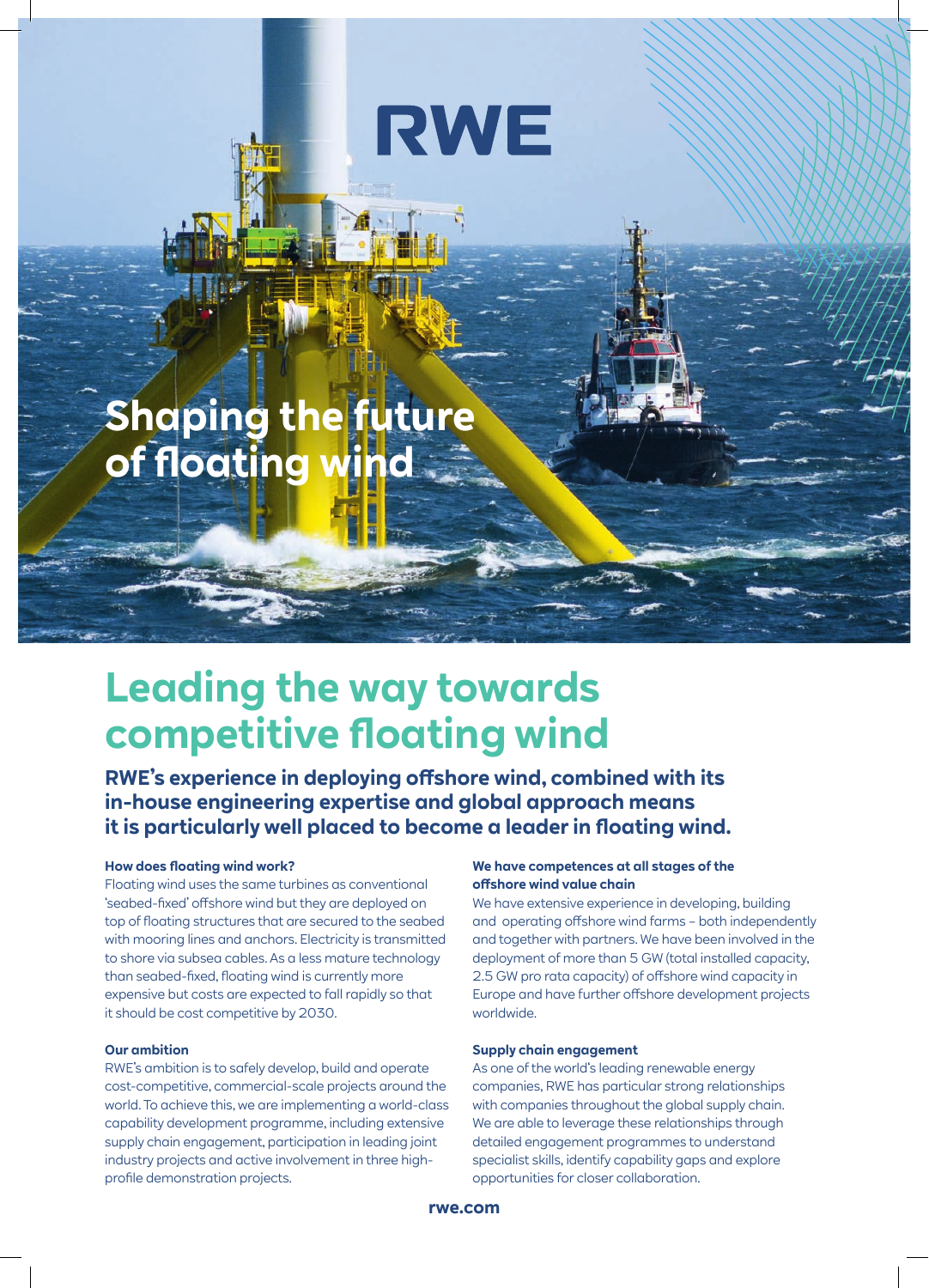RWE

# Shaping the future of floating wind

## Leading the way towards competitive floating wind

**RWE's experience in deploying offshore wind, combined with its in-house engineering expertise and global approach means it is particularly well placed to become a leader in floating wind.**

### How does floating wind work?

Floating wind uses the same turbines as conventional 'seabed-fixed' offshore wind but they are deployed on top of floating structures that are secured to the seabed with mooring lines and anchors. Electricity is transmitted to shore via subsea cables. As a less mature technology than seabed-fixed, floating wind is currently more expensive but costs are expected to fall rapidly so that it should be cost competitive by 2030.

### Our ambition

RWE's ambition is to safely develop, build and operate cost-competitive, commercial-scale projects around the world. To achieve this, we are implementing a world-class capability development programme, including extensive supply chain engagement, participation in leading joint industry projects and active involvement in three high-profile demonstration projects.

### We have competences at all stages of the offshore wind value chain

We have extensive experience in developing, building and operating offshore wind farms – both independently and together with partners. We have been involved in the deployment of more than 5 GW (total installed capacity, 2.5 GW pro rata capacity) of offshore wind capacity in Europe and have further offshore development projects worldwide.

### Supply chain engagement

As one of the world's leading renewable energy companies, RWE has particular strong relationships with companies throughout the global supply chain. We are able to leverage these relationships through detailed engagement programmes to understand specialist skills, identify capability gaps and explore opportunities for closer collaboration.

rwe.com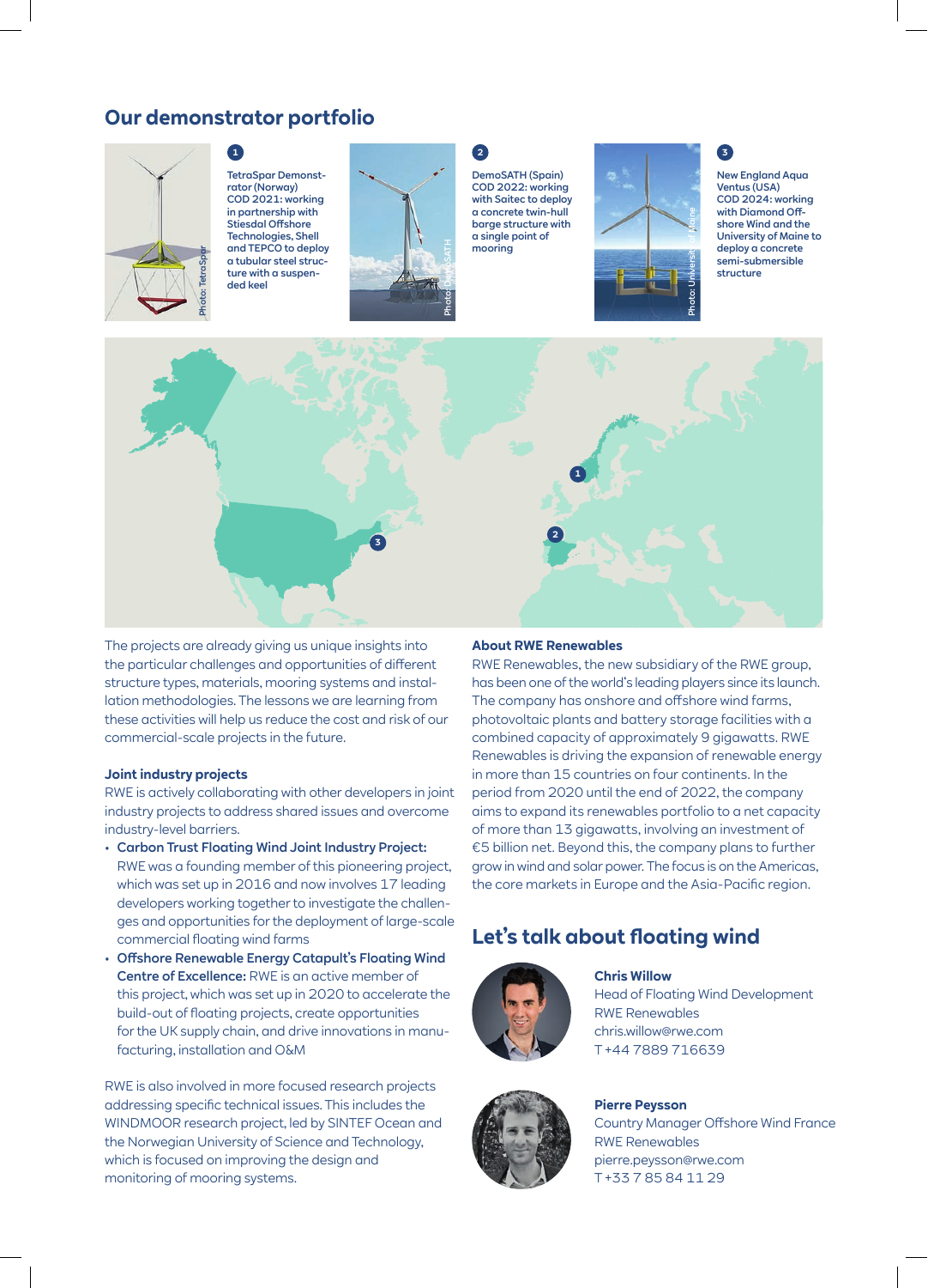## Our demonstrator portfolio

**1**

**TetraSpar Demonstrator (Norway) COD 2021: working in partnership with Stiesdal Offshore Technologies, Shell and TEPCO to deploy a tubular steel structure with a suspended keel**

Photo: TetraSpar

**2**

**DemoSATH (Spain) COD 2022: working with Saitec to deploy a concrete twin-hull barge structure with a single point of mooring**

Photo: DemoSATH

**3**

**New England Aqua Ventus (USA) COD 2024: working with Diamond Offshore Wind and the University of Maine to deploy a concrete semi-submersible structure**

Photo: University of Maine

1

2

3

The projects are already giving us unique insights into the particular challenges and opportunities of different structure types, materials, mooring systems and installation methodologies. The lessons we are learning from these activities will help us reduce the cost and risk of our commercial-scale projects in the future.

### Joint industry projects

RWE is actively collaborating with other developers in joint industry projects to address shared issues and overcome industry-level barriers.

- **Carbon Trust Floating Wind Joint Industry Project:** RWE was a founding member of this pioneering project, which was set up in 2016 and now involves 17 leading developers working together to investigate the challenges and opportunities for the deployment of large-scale commercial floating wind farms
- **Offshore Renewable Energy Catapult's Floating Wind Centre of Excellence:** RWE is an active member of this project, which was set up in 2020 to accelerate the build-out of floating projects, create opportunities for the UK supply chain, and drive innovations in manufacturing, installation and O&M

RWE is also involved in more focused research projects addressing specific technical issues. This includes the WINDMOOR research project, led by SINTEF Ocean and the Norwegian University of Science and Technology, which is focused on improving the design and monitoring of mooring systems.

### About RWE Renewables

RWE Renewables, the new subsidiary of the RWE group, has been one of the world's leading players since its launch. The company has onshore and offshore wind farms, photovoltaic plants and battery storage facilities with a combined capacity of approximately 9 gigawatts. RWE Renewables is driving the expansion of renewable energy in more than 15 countries on four continents. In the period from 2020 until the end of 2022, the company aims to expand its renewables portfolio to a net capacity of more than 13 gigawatts, involving an investment of €5 billion net. Beyond this, the company plans to further grow in wind and solar power. The focus is on the Americas, the core markets in Europe and the Asia-Pacific region.

## Let's talk about floating wind

**Chris Willow**
Head of Floating Wind Development
RWE Renewables
chris.willow@rwe.com
T +44 7889 716639

**Pierre Peysson**
Country Manager Offshore Wind France
RWE Renewables
pierre.peysson@rwe.com
T +33 7 85 84 11 29